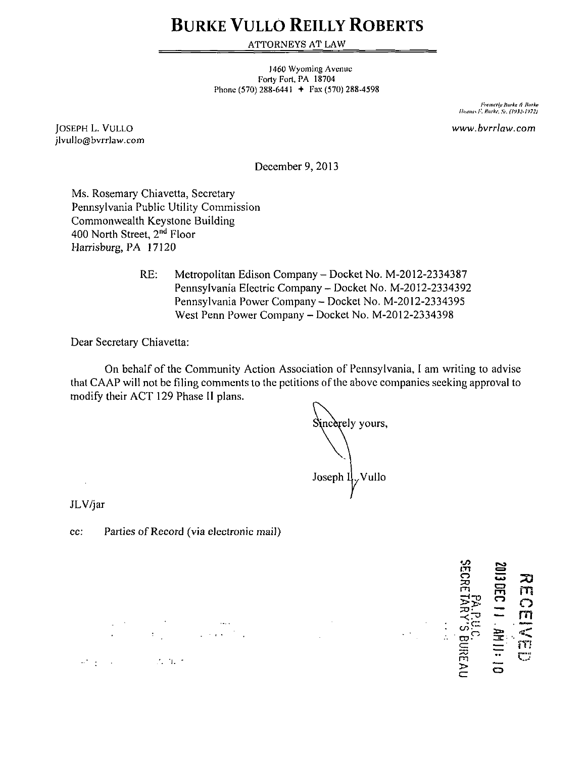# BURKE VULLO REILLY ROBERTS

ATTORNEYS AT LAW

1460 Wyoming Avenue
Forty Fort, PA 18704
Phone (570) 288-6441 ✦ Fax (570) 288-4598

*Formerly Burke & Burke*
*Thomas F. Burke, Sr. (1932-1972)*

JOSEPH L. VULLO
jlvullo@bvrrlaw.com

*www.bvrrlaw.com*

December 9, 2013

Ms. Rosemary Chiavetta, Secretary
Pennsylvania Public Utility Commission
Commonwealth Keystone Building
400 North Street, 2nd Floor
Harrisburg, PA 17120

RE: Metropolitan Edison Company – Docket No. M-2012-2334387
Pennsylvania Electric Company – Docket No. M-2012-2334392
Pennsylvania Power Company – Docket No. M-2012-2334395
West Penn Power Company – Docket No. M-2012-2334398

Dear Secretary Chiavetta:

On behalf of the Community Action Association of Pennsylvania, I am writing to advise that CAAP will not be filing comments to the petitions of the above companies seeking approval to modify their ACT 129 Phase II plans.

Sincerely yours,

Joseph L. Vullo

JLV/jar

cc: Parties of Record (via electronic mail)

RECEIVED
2013 DEC 11 AM 11:10
PA.P.U.C.
SECRETARY'S BUREAU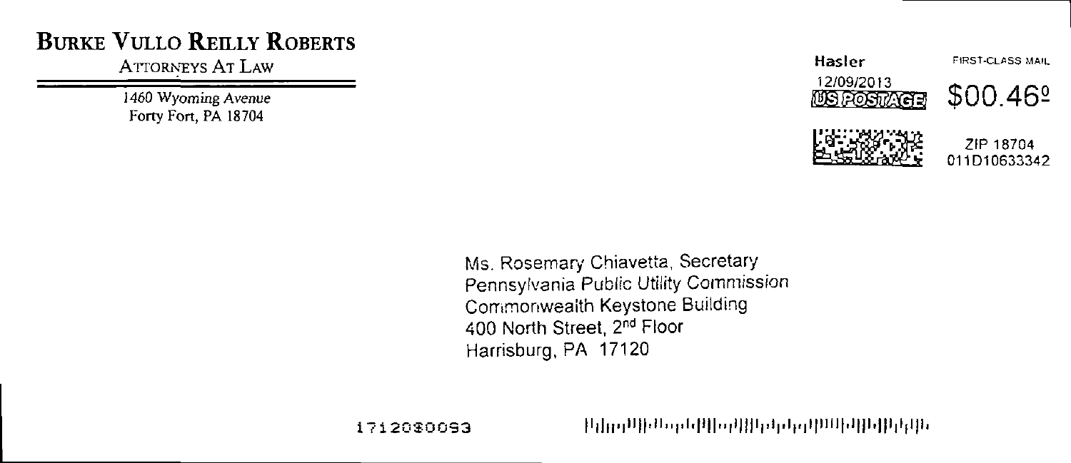**BURKE VULLO REILLY ROBERTS**

ATTORNEYS AT LAW

1460 Wyoming Avenue
Forty Fort, PA 18704

Hasler
12/09/2013
US POSTAGE

FIRST-CLASS MAIL
$00.46[0]

ZIP 18704
011D10633342

Ms. Rosemary Chiavetta, Secretary
Pennsylvania Public Utility Commission
Commonwealth Keystone Building
400 North Street, 2nd Floor
Harrisburg, PA 17120

17120$0093